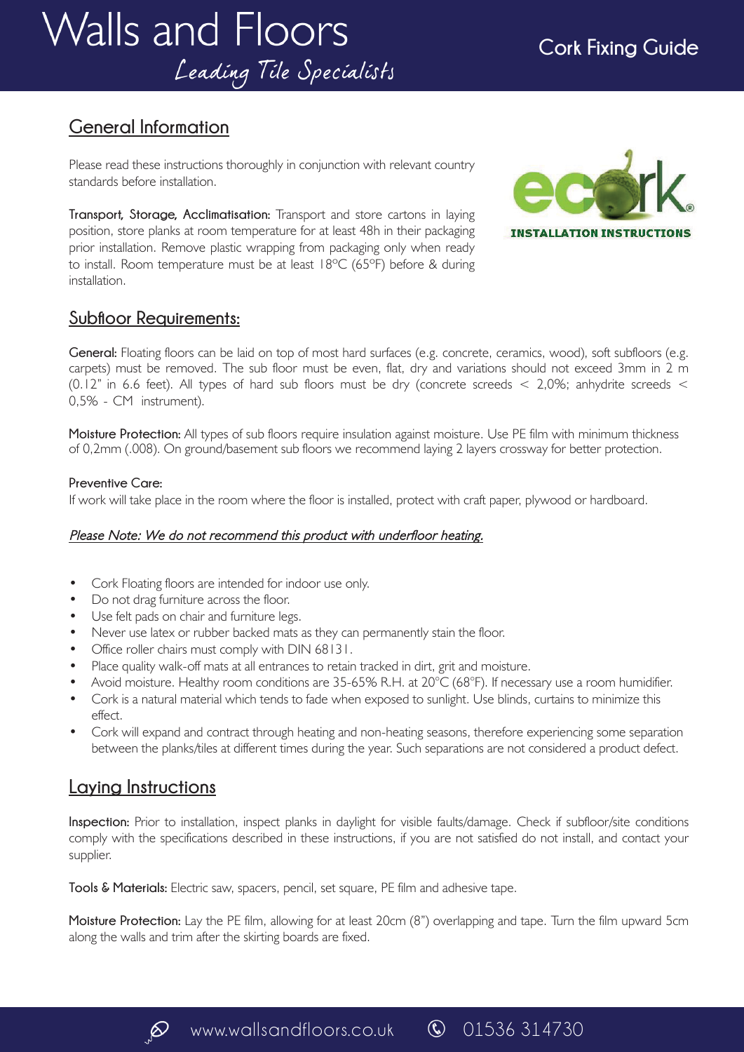# Walls and Floors

*Leading Tile Specialists*

## Cork Fixing Guide

## General Information

Please read these instructions thoroughly in conjunction with relevant country standards before installation.

**Transport, Storage, Acclimatisation:** Transport and store cartons in laying position, store planks at room temperature for at least 48h in their packaging prior installation. Remove plastic wrapping from packaging only when ready to install. Room temperature must be at least 18ºC (65ºF) before & during installation.

ecork

INSTALLATION INSTRUCTIONS

## Subfloor Requirements:

**General:** Floating floors can be laid on top of most hard surfaces (e.g. concrete, ceramics, wood), soft subfloors (e.g. carpets) must be removed. The sub floor must be even, flat, dry and variations should not exceed 3mm in 2 m (0.12" in 6.6 feet). All types of hard sub floors must be dry (concrete screeds < 2,0%; anhydrite screeds < 0,5% - CM instrument).

**Moisture Protection:** All types of sub floors require insulation against moisture. Use PE film with minimum thickness of 0,2mm (.008). On ground/basement sub floors we recommend laying 2 layers crossway for better protection.

**Preventive Care:**
If work will take place in the room where the floor is installed, protect with craft paper, plywood or hardboard.

*Please Note: We do not recommend this product with underfloor heating.*

- Cork Floating floors are intended for indoor use only.
- Do not drag furniture across the floor.
- Use felt pads on chair and furniture legs.
- Never use latex or rubber backed mats as they can permanently stain the floor.
- Office roller chairs must comply with DIN 68131.
- Place quality walk-off mats at all entrances to retain tracked in dirt, grit and moisture.
- Avoid moisture. Healthy room conditions are 35-65% R.H. at 20°C (68°F). If necessary use a room humidifier.
- Cork is a natural material which tends to fade when exposed to sunlight. Use blinds, curtains to minimize this effect.
- Cork will expand and contract through heating and non-heating seasons, therefore experiencing some separation between the planks/tiles at different times during the year. Such separations are not considered a product defect.

## Laying Instructions

**Inspection:** Prior to installation, inspect planks in daylight for visible faults/damage. Check if subfloor/site conditions comply with the specifications described in these instructions, if you are not satisfied do not install, and contact your supplier.

**Tools & Materials:** Electric saw, spacers, pencil, set square, PE film and adhesive tape.

**Moisture Protection:** Lay the PE film, allowing for at least 20cm (8") overlapping and tape. Turn the film upward 5cm along the walls and trim after the skirting boards are fixed.

www.wallsandfloors.co.uk 01536 314730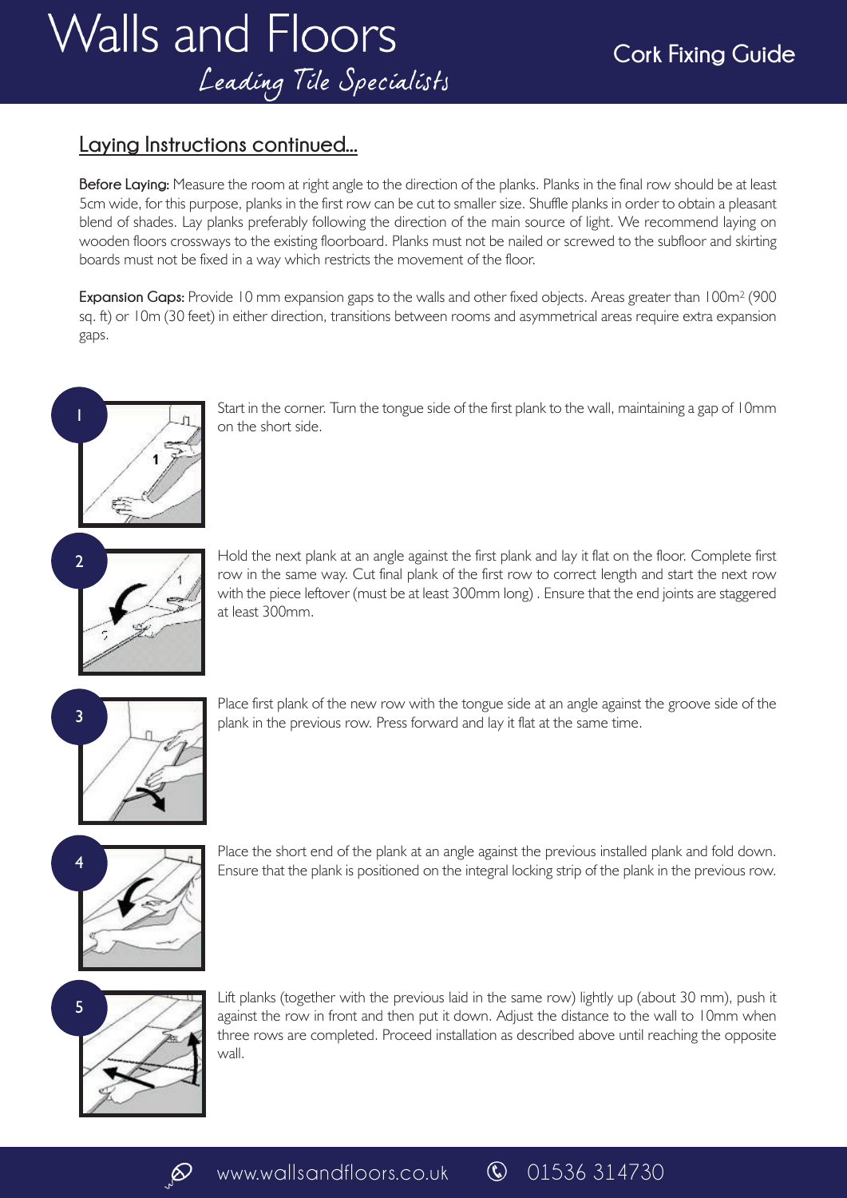## Laying Instructions continued...

**Before Laying:** Measure the room at right angle to the direction of the planks. Planks in the final row should be at least 5cm wide, for this purpose, planks in the first row can be cut to smaller size. Shuffle planks in order to obtain a pleasant blend of shades. Lay planks preferably following the direction of the main source of light. We recommend laying on wooden floors crossways to the existing floorboard. Planks must not be nailed or screwed to the subfloor and skirting boards must not be fixed in a way which restricts the movement of the floor.

**Expansion Gaps:** Provide 10 mm expansion gaps to the walls and other fixed objects. Areas greater than 100m[2] (900 sq. ft) or 10m (30 feet) in either direction, transitions between rooms and asymmetrical areas require extra expansion gaps.

1. Start in the corner. Turn the tongue side of the first plank to the wall, maintaining a gap of 10mm on the short side.

2. Hold the next plank at an angle against the first plank and lay it flat on the floor. Complete first row in the same way. Cut final plank of the first row to correct length and start the next row with the piece leftover (must be at least 300mm long) . Ensure that the end joints are staggered at least 300mm.

3. Place first plank of the new row with the tongue side at an angle against the groove side of the plank in the previous row. Press forward and lay it flat at the same time.

4. Place the short end of the plank at an angle against the previous installed plank and fold down. Ensure that the plank is positioned on the integral locking strip of the plank in the previous row.

5. Lift planks (together with the previous laid in the same row) lightly up (about 30 mm), push it against the row in front and then put it down. Adjust the distance to the wall to 10mm when three rows are completed. Proceed installation as described above until reaching the opposite wall.